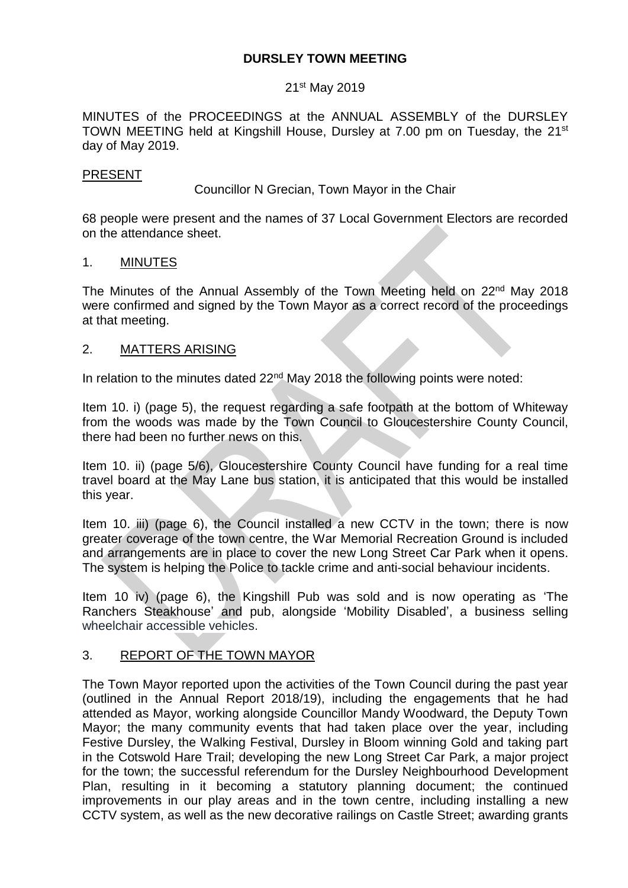# DURSLEY TOWN MEETING

21st May 2019

MINUTES of the PROCEEDINGS at the ANNUAL ASSEMBLY of the DURSLEY TOWN MEETING held at Kingshill House, Dursley at 7.00 pm on Tuesday, the 21st day of May 2019.

## PRESENT

Councillor N Grecian, Town Mayor in the Chair

68 people were present and the names of 37 Local Government Electors are recorded on the attendance sheet.

## 1. MINUTES

The Minutes of the Annual Assembly of the Town Meeting held on 22nd May 2018 were confirmed and signed by the Town Mayor as a correct record of the proceedings at that meeting.

## 2. MATTERS ARISING

In relation to the minutes dated 22nd May 2018 the following points were noted:

Item 10. i) (page 5), the request regarding a safe footpath at the bottom of Whiteway from the woods was made by the Town Council to Gloucestershire County Council, there had been no further news on this.

Item 10. ii) (page 5/6), Gloucestershire County Council have funding for a real time travel board at the May Lane bus station, it is anticipated that this would be installed this year.

Item 10. iii) (page 6), the Council installed a new CCTV in the town; there is now greater coverage of the town centre, the War Memorial Recreation Ground is included and arrangements are in place to cover the new Long Street Car Park when it opens. The system is helping the Police to tackle crime and anti-social behaviour incidents.

Item 10 iv) (page 6), the Kingshill Pub was sold and is now operating as 'The Ranchers Steakhouse' and pub, alongside 'Mobility Disabled', a business selling wheelchair accessible vehicles.

## 3. REPORT OF THE TOWN MAYOR

The Town Mayor reported upon the activities of the Town Council during the past year (outlined in the Annual Report 2018/19), including the engagements that he had attended as Mayor, working alongside Councillor Mandy Woodward, the Deputy Town Mayor; the many community events that had taken place over the year, including Festive Dursley, the Walking Festival, Dursley in Bloom winning Gold and taking part in the Cotswold Hare Trail; developing the new Long Street Car Park, a major project for the town; the successful referendum for the Dursley Neighbourhood Development Plan, resulting in it becoming a statutory planning document; the continued improvements in our play areas and in the town centre, including installing a new CCTV system, as well as the new decorative railings on Castle Street; awarding grants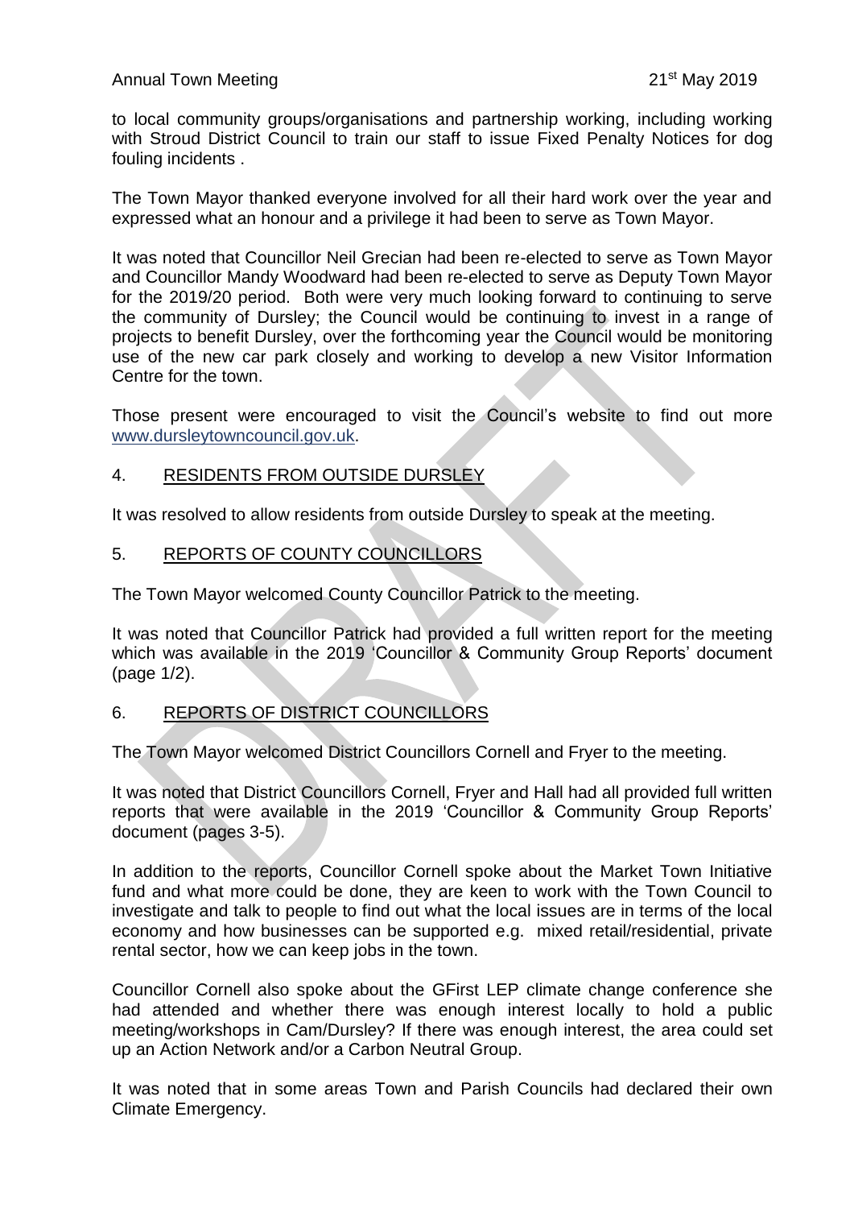to local community groups/organisations and partnership working, including working with Stroud District Council to train our staff to issue Fixed Penalty Notices for dog fouling incidents .

The Town Mayor thanked everyone involved for all their hard work over the year and expressed what an honour and a privilege it had been to serve as Town Mayor.

It was noted that Councillor Neil Grecian had been re-elected to serve as Town Mayor and Councillor Mandy Woodward had been re-elected to serve as Deputy Town Mayor for the 2019/20 period. Both were very much looking forward to continuing to serve the community of Dursley; the Council would be continuing to invest in a range of projects to benefit Dursley, over the forthcoming year the Council would be monitoring use of the new car park closely and working to develop a new Visitor Information Centre for the town.

Those present were encouraged to visit the Council's website to find out more www.dursleytowncouncil.gov.uk.

## 4. RESIDENTS FROM OUTSIDE DURSLEY

It was resolved to allow residents from outside Dursley to speak at the meeting.

## 5. REPORTS OF COUNTY COUNCILLORS

The Town Mayor welcomed County Councillor Patrick to the meeting.

It was noted that Councillor Patrick had provided a full written report for the meeting which was available in the 2019 'Councillor & Community Group Reports' document (page 1/2).

## 6. REPORTS OF DISTRICT COUNCILLORS

The Town Mayor welcomed District Councillors Cornell and Fryer to the meeting.

It was noted that District Councillors Cornell, Fryer and Hall had all provided full written reports that were available in the 2019 'Councillor & Community Group Reports' document (pages 3-5).

In addition to the reports, Councillor Cornell spoke about the Market Town Initiative fund and what more could be done, they are keen to work with the Town Council to investigate and talk to people to find out what the local issues are in terms of the local economy and how businesses can be supported e.g. mixed retail/residential, private rental sector, how we can keep jobs in the town.

Councillor Cornell also spoke about the GFirst LEP climate change conference she had attended and whether there was enough interest locally to hold a public meeting/workshops in Cam/Dursley? If there was enough interest, the area could set up an Action Network and/or a Carbon Neutral Group.

It was noted that in some areas Town and Parish Councils had declared their own Climate Emergency.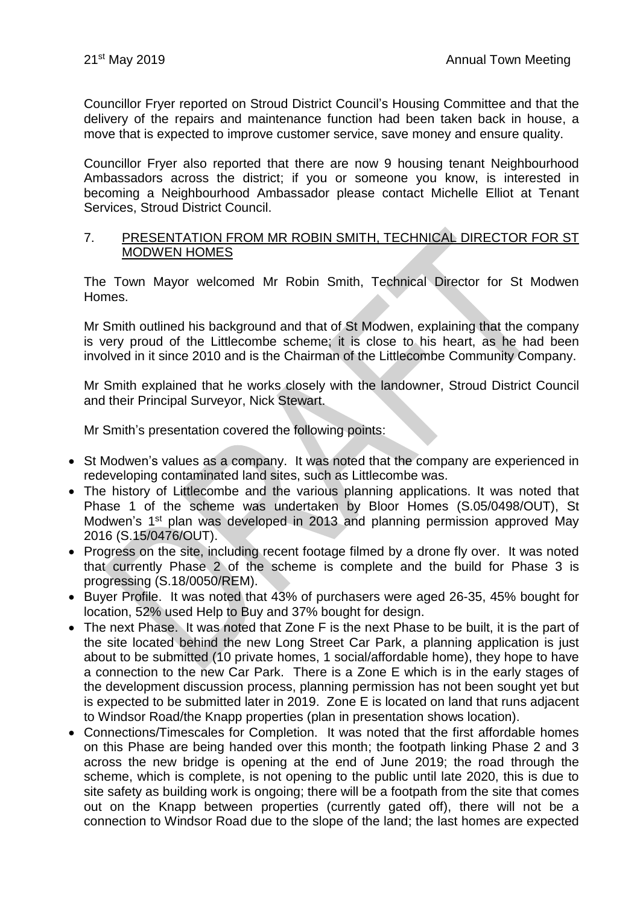Councillor Fryer reported on Stroud District Council's Housing Committee and that the delivery of the repairs and maintenance function had been taken back in house, a move that is expected to improve customer service, save money and ensure quality.

Councillor Fryer also reported that there are now 9 housing tenant Neighbourhood Ambassadors across the district; if you or someone you know, is interested in becoming a Neighbourhood Ambassador please contact Michelle Elliot at Tenant Services, Stroud District Council.

7. PRESENTATION FROM MR ROBIN SMITH, TECHNICAL DIRECTOR FOR ST MODWEN HOMES

The Town Mayor welcomed Mr Robin Smith, Technical Director for St Modwen Homes.

Mr Smith outlined his background and that of St Modwen, explaining that the company is very proud of the Littlecombe scheme; it is close to his heart, as he had been involved in it since 2010 and is the Chairman of the Littlecombe Community Company.

Mr Smith explained that he works closely with the landowner, Stroud District Council and their Principal Surveyor, Nick Stewart.

Mr Smith's presentation covered the following points:

- St Modwen's values as a company. It was noted that the company are experienced in redeveloping contaminated land sites, such as Littlecombe was.
- The history of Littlecombe and the various planning applications. It was noted that Phase 1 of the scheme was undertaken by Bloor Homes (S.05/0498/OUT), St Modwen's 1st plan was developed in 2013 and planning permission approved May 2016 (S.15/0476/OUT).
- Progress on the site, including recent footage filmed by a drone fly over. It was noted that currently Phase 2 of the scheme is complete and the build for Phase 3 is progressing (S.18/0050/REM).
- Buyer Profile. It was noted that 43% of purchasers were aged 26-35, 45% bought for location, 52% used Help to Buy and 37% bought for design.
- The next Phase. It was noted that Zone F is the next Phase to be built, it is the part of the site located behind the new Long Street Car Park, a planning application is just about to be submitted (10 private homes, 1 social/affordable home), they hope to have a connection to the new Car Park. There is a Zone E which is in the early stages of the development discussion process, planning permission has not been sought yet but is expected to be submitted later in 2019. Zone E is located on land that runs adjacent to Windsor Road/the Knapp properties (plan in presentation shows location).
- Connections/Timescales for Completion. It was noted that the first affordable homes on this Phase are being handed over this month; the footpath linking Phase 2 and 3 across the new bridge is opening at the end of June 2019; the road through the scheme, which is complete, is not opening to the public until late 2020, this is due to site safety as building work is ongoing; there will be a footpath from the site that comes out on the Knapp between properties (currently gated off), there will not be a connection to Windsor Road due to the slope of the land; the last homes are expected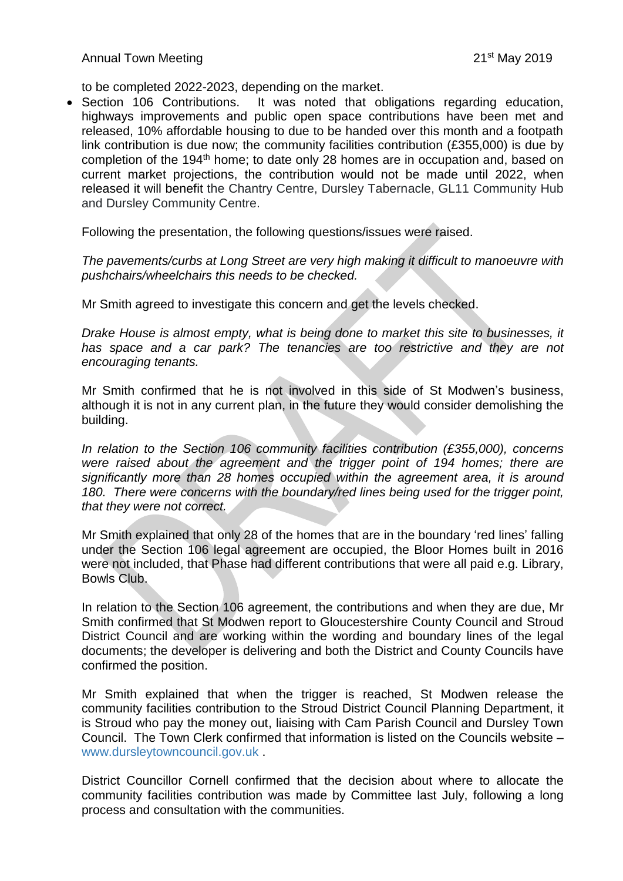to be completed 2022-2023, depending on the market.

- Section 106 Contributions. It was noted that obligations regarding education, highways improvements and public open space contributions have been met and released, 10% affordable housing to due to be handed over this month and a footpath link contribution is due now; the community facilities contribution (£355,000) is due by completion of the 194th home; to date only 28 homes are in occupation and, based on current market projections, the contribution would not be made until 2022, when released it will benefit the Chantry Centre, Dursley Tabernacle, GL11 Community Hub and Dursley Community Centre.

Following the presentation, the following questions/issues were raised.

*The pavements/curbs at Long Street are very high making it difficult to manoeuvre with pushchairs/wheelchairs this needs to be checked.*

Mr Smith agreed to investigate this concern and get the levels checked.

*Drake House is almost empty, what is being done to market this site to businesses, it has space and a car park? The tenancies are too restrictive and they are not encouraging tenants.*

Mr Smith confirmed that he is not involved in this side of St Modwen's business, although it is not in any current plan, in the future they would consider demolishing the building.

*In relation to the Section 106 community facilities contribution (£355,000), concerns were raised about the agreement and the trigger point of 194 homes; there are significantly more than 28 homes occupied within the agreement area, it is around 180. There were concerns with the boundary/red lines being used for the trigger point, that they were not correct.*

Mr Smith explained that only 28 of the homes that are in the boundary 'red lines' falling under the Section 106 legal agreement are occupied, the Bloor Homes built in 2016 were not included, that Phase had different contributions that were all paid e.g. Library, Bowls Club.

In relation to the Section 106 agreement, the contributions and when they are due, Mr Smith confirmed that St Modwen report to Gloucestershire County Council and Stroud District Council and are working within the wording and boundary lines of the legal documents; the developer is delivering and both the District and County Councils have confirmed the position.

Mr Smith explained that when the trigger is reached, St Modwen release the community facilities contribution to the Stroud District Council Planning Department, it is Stroud who pay the money out, liaising with Cam Parish Council and Dursley Town Council. The Town Clerk confirmed that information is listed on the Councils website – www.dursleytowncouncil.gov.uk .

District Councillor Cornell confirmed that the decision about where to allocate the community facilities contribution was made by Committee last July, following a long process and consultation with the communities.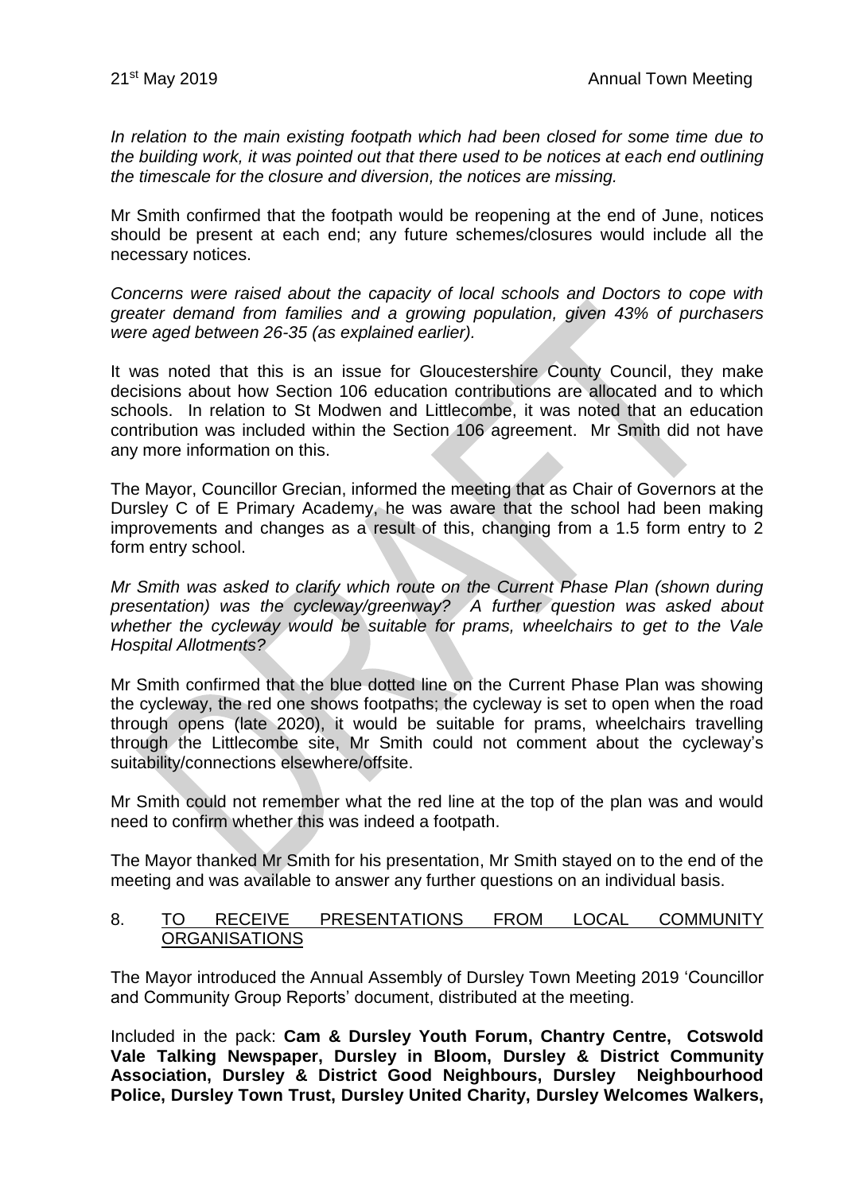*In relation to the main existing footpath which had been closed for some time due to the building work, it was pointed out that there used to be notices at each end outlining the timescale for the closure and diversion, the notices are missing.*

Mr Smith confirmed that the footpath would be reopening at the end of June, notices should be present at each end; any future schemes/closures would include all the necessary notices.

*Concerns were raised about the capacity of local schools and Doctors to cope with greater demand from families and a growing population, given 43% of purchasers were aged between 26-35 (as explained earlier).*

It was noted that this is an issue for Gloucestershire County Council, they make decisions about how Section 106 education contributions are allocated and to which schools. In relation to St Modwen and Littlecombe, it was noted that an education contribution was included within the Section 106 agreement. Mr Smith did not have any more information on this.

The Mayor, Councillor Grecian, informed the meeting that as Chair of Governors at the Dursley C of E Primary Academy, he was aware that the school had been making improvements and changes as a result of this, changing from a 1.5 form entry to 2 form entry school.

*Mr Smith was asked to clarify which route on the Current Phase Plan (shown during presentation) was the cycleway/greenway? A further question was asked about whether the cycleway would be suitable for prams, wheelchairs to get to the Vale Hospital Allotments?*

Mr Smith confirmed that the blue dotted line on the Current Phase Plan was showing the cycleway, the red one shows footpaths; the cycleway is set to open when the road through opens (late 2020), it would be suitable for prams, wheelchairs travelling through the Littlecombe site, Mr Smith could not comment about the cycleway's suitability/connections elsewhere/offsite.

Mr Smith could not remember what the red line at the top of the plan was and would need to confirm whether this was indeed a footpath.

The Mayor thanked Mr Smith for his presentation, Mr Smith stayed on to the end of the meeting and was available to answer any further questions on an individual basis.

8. TO RECEIVE PRESENTATIONS FROM LOCAL COMMUNITY ORGANISATIONS

The Mayor introduced the Annual Assembly of Dursley Town Meeting 2019 'Councillor and Community Group Reports' document, distributed at the meeting.

Included in the pack: **Cam & Dursley Youth Forum, Chantry Centre, Cotswold Vale Talking Newspaper, Dursley in Bloom, Dursley & District Community Association, Dursley & District Good Neighbours, Dursley Neighbourhood Police, Dursley Town Trust, Dursley United Charity, Dursley Welcomes Walkers,**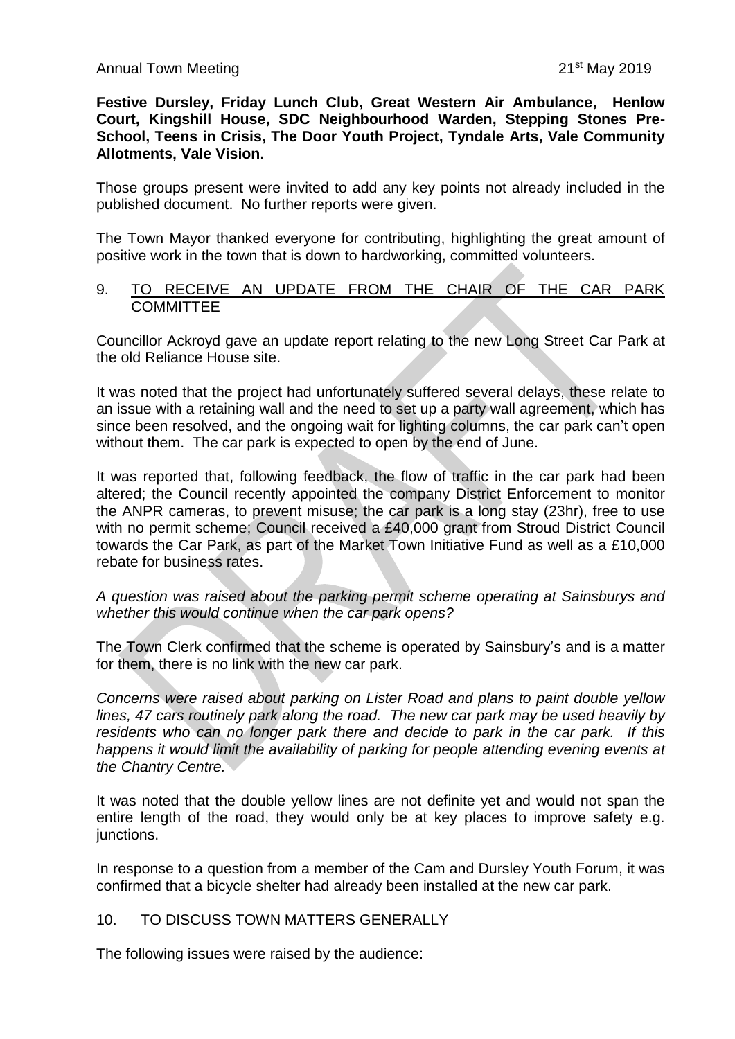**Festive Dursley, Friday Lunch Club, Great Western Air Ambulance, Henlow Court, Kingshill House, SDC Neighbourhood Warden, Stepping Stones Pre-School, Teens in Crisis, The Door Youth Project, Tyndale Arts, Vale Community Allotments, Vale Vision.**

Those groups present were invited to add any key points not already included in the published document. No further reports were given.

The Town Mayor thanked everyone for contributing, highlighting the great amount of positive work in the town that is down to hardworking, committed volunteers.

## 9. TO RECEIVE AN UPDATE FROM THE CHAIR OF THE CAR PARK COMMITTEE

Councillor Ackroyd gave an update report relating to the new Long Street Car Park at the old Reliance House site.

It was noted that the project had unfortunately suffered several delays, these relate to an issue with a retaining wall and the need to set up a party wall agreement, which has since been resolved, and the ongoing wait for lighting columns, the car park can't open without them. The car park is expected to open by the end of June.

It was reported that, following feedback, the flow of traffic in the car park had been altered; the Council recently appointed the company District Enforcement to monitor the ANPR cameras, to prevent misuse; the car park is a long stay (23hr), free to use with no permit scheme; Council received a £40,000 grant from Stroud District Council towards the Car Park, as part of the Market Town Initiative Fund as well as a £10,000 rebate for business rates.

*A question was raised about the parking permit scheme operating at Sainsburys and whether this would continue when the car park opens?*

The Town Clerk confirmed that the scheme is operated by Sainsbury's and is a matter for them, there is no link with the new car park.

*Concerns were raised about parking on Lister Road and plans to paint double yellow lines, 47 cars routinely park along the road. The new car park may be used heavily by residents who can no longer park there and decide to park in the car park. If this happens it would limit the availability of parking for people attending evening events at the Chantry Centre.*

It was noted that the double yellow lines are not definite yet and would not span the entire length of the road, they would only be at key places to improve safety e.g. junctions.

In response to a question from a member of the Cam and Dursley Youth Forum, it was confirmed that a bicycle shelter had already been installed at the new car park.

## 10. TO DISCUSS TOWN MATTERS GENERALLY

The following issues were raised by the audience: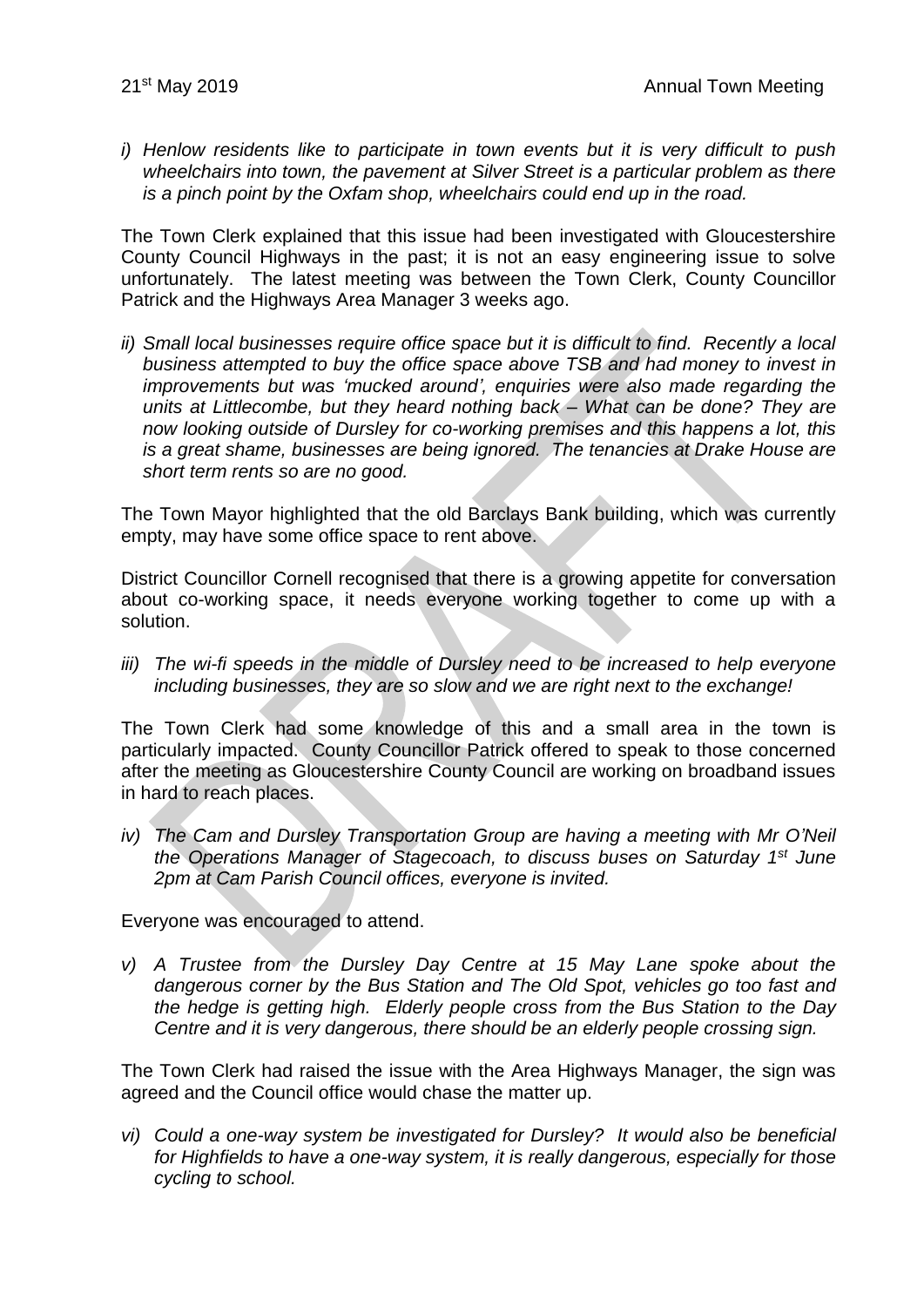*i) Henlow residents like to participate in town events but it is very difficult to push wheelchairs into town, the pavement at Silver Street is a particular problem as there is a pinch point by the Oxfam shop, wheelchairs could end up in the road.*

The Town Clerk explained that this issue had been investigated with Gloucestershire County Council Highways in the past; it is not an easy engineering issue to solve unfortunately. The latest meeting was between the Town Clerk, County Councillor Patrick and the Highways Area Manager 3 weeks ago.

*ii) Small local businesses require office space but it is difficult to find. Recently a local business attempted to buy the office space above TSB and had money to invest in improvements but was 'mucked around', enquiries were also made regarding the units at Littlecombe, but they heard nothing back – What can be done? They are now looking outside of Dursley for co-working premises and this happens a lot, this is a great shame, businesses are being ignored. The tenancies at Drake House are short term rents so are no good.*

The Town Mayor highlighted that the old Barclays Bank building, which was currently empty, may have some office space to rent above.

District Councillor Cornell recognised that there is a growing appetite for conversation about co-working space, it needs everyone working together to come up with a solution.

*iii) The wi-fi speeds in the middle of Dursley need to be increased to help everyone including businesses, they are so slow and we are right next to the exchange!*

The Town Clerk had some knowledge of this and a small area in the town is particularly impacted. County Councillor Patrick offered to speak to those concerned after the meeting as Gloucestershire County Council are working on broadband issues in hard to reach places.

*iv) The Cam and Dursley Transportation Group are having a meeting with Mr O'Neil the Operations Manager of Stagecoach, to discuss buses on Saturday 1st June 2pm at Cam Parish Council offices, everyone is invited.*

Everyone was encouraged to attend.

*v) A Trustee from the Dursley Day Centre at 15 May Lane spoke about the dangerous corner by the Bus Station and The Old Spot, vehicles go too fast and the hedge is getting high. Elderly people cross from the Bus Station to the Day Centre and it is very dangerous, there should be an elderly people crossing sign.*

The Town Clerk had raised the issue with the Area Highways Manager, the sign was agreed and the Council office would chase the matter up.

*vi) Could a one-way system be investigated for Dursley? It would also be beneficial for Highfields to have a one-way system, it is really dangerous, especially for those cycling to school.*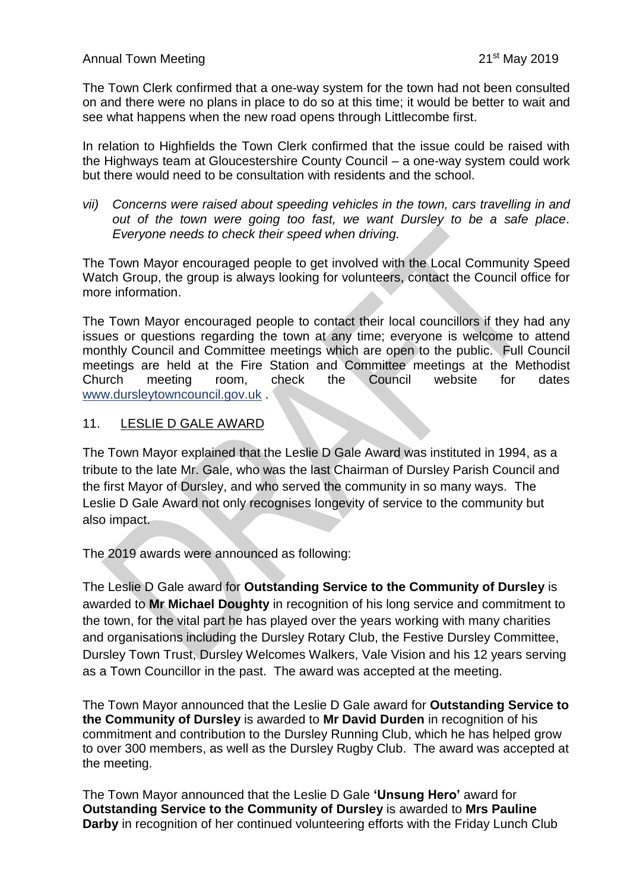The Town Clerk confirmed that a one-way system for the town had not been consulted on and there were no plans in place to do so at this time; it would be better to wait and see what happens when the new road opens through Littlecombe first.

In relation to Highfields the Town Clerk confirmed that the issue could be raised with the Highways team at Gloucestershire County Council – a one-way system could work but there would need to be consultation with residents and the school.

*vii) Concerns were raised about speeding vehicles in the town, cars travelling in and out of the town were going too fast, we want Dursley to be a safe place. Everyone needs to check their speed when driving.*

The Town Mayor encouraged people to get involved with the Local Community Speed Watch Group, the group is always looking for volunteers, contact the Council office for more information.

The Town Mayor encouraged people to contact their local councillors if they had any issues or questions regarding the town at any time; everyone is welcome to attend monthly Council and Committee meetings which are open to the public. Full Council meetings are held at the Fire Station and Committee meetings at the Methodist Church meeting room, check the Council website for dates www.dursleytowncouncil.gov.uk .

## 11. LESLIE D GALE AWARD

The Town Mayor explained that the Leslie D Gale Award was instituted in 1994, as a tribute to the late Mr. Gale, who was the last Chairman of Dursley Parish Council and the first Mayor of Dursley, and who served the community in so many ways. The Leslie D Gale Award not only recognises longevity of service to the community but also impact.

The 2019 awards were announced as following:

The Leslie D Gale award for **Outstanding Service to the Community of Dursley** is awarded to **Mr Michael Doughty** in recognition of his long service and commitment to the town, for the vital part he has played over the years working with many charities and organisations including the Dursley Rotary Club, the Festive Dursley Committee, Dursley Town Trust, Dursley Welcomes Walkers, Vale Vision and his 12 years serving as a Town Councillor in the past. The award was accepted at the meeting.

The Town Mayor announced that the Leslie D Gale award for **Outstanding Service to the Community of Dursley** is awarded to **Mr David Durden** in recognition of his commitment and contribution to the Dursley Running Club, which he has helped grow to over 300 members, as well as the Dursley Rugby Club. The award was accepted at the meeting.

The Town Mayor announced that the Leslie D Gale **'Unsung Hero'** award for **Outstanding Service to the Community of Dursley** is awarded to **Mrs Pauline Darby** in recognition of her continued volunteering efforts with the Friday Lunch Club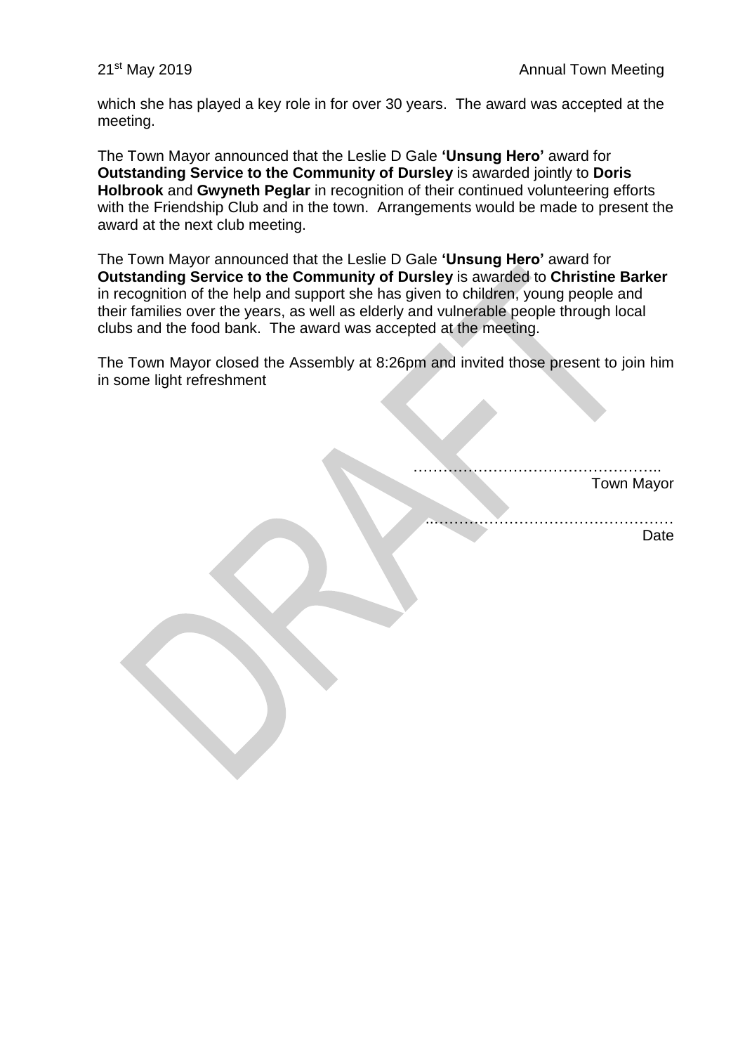which she has played a key role in for over 30 years. The award was accepted at the meeting.

The Town Mayor announced that the Leslie D Gale **'Unsung Hero'** award for **Outstanding Service to the Community of Dursley** is awarded jointly to **Doris Holbrook** and **Gwyneth Peglar** in recognition of their continued volunteering efforts with the Friendship Club and in the town. Arrangements would be made to present the award at the next club meeting.

The Town Mayor announced that the Leslie D Gale **'Unsung Hero'** award for **Outstanding Service to the Community of Dursley** is awarded to **Christine Barker** in recognition of the help and support she has given to children, young people and their families over the years, as well as elderly and vulnerable people through local clubs and the food bank. The award was accepted at the meeting.

The Town Mayor closed the Assembly at 8:26pm and invited those present to join him in some light refreshment

…………………………………………..
Town Mayor

…………………………………………
Date

DRAFT